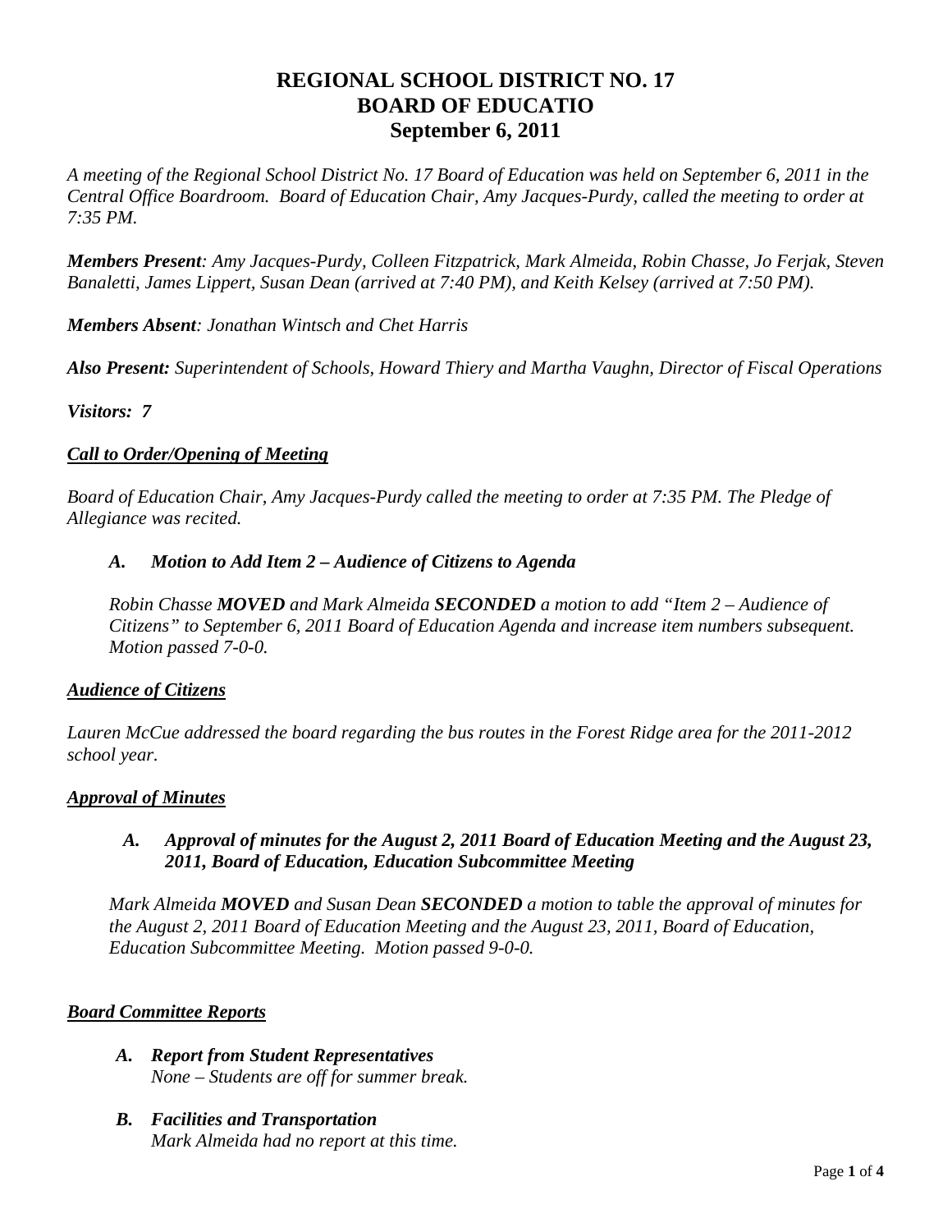# REGIONAL SCHOOL DISTRICT NO. 17
# BOARD OF EDUCATIO
# September 6, 2011

*A meeting of the Regional School District No. 17 Board of Education was held on September 6, 2011 in the Central Office Boardroom. Board of Education Chair, Amy Jacques-Purdy, called the meeting to order at 7:35 PM.*

***Members Present**: Amy Jacques-Purdy, Colleen Fitzpatrick, Mark Almeida, Robin Chasse, Jo Ferjak, Steven Banaletti, James Lippert, Susan Dean (arrived at 7:40 PM), and Keith Kelsey (arrived at 7:50 PM).*

***Members Absent**: Jonathan Wintsch and Chet Harris*

***Also Present:** Superintendent of Schools, Howard Thiery and Martha Vaughn, Director of Fiscal Operations*

***Visitors: 7***

***<u>Call to Order/Opening of Meeting</u>***

*Board of Education Chair, Amy Jacques-Purdy called the meeting to order at 7:35 PM. The Pledge of Allegiance was recited.*

***A. Motion to Add Item 2 – Audience of Citizens to Agenda***

*Robin Chasse **MOVED** and Mark Almeida **SECONDED** a motion to add "Item 2 – Audience of Citizens" to September 6, 2011 Board of Education Agenda and increase item numbers subsequent. Motion passed 7-0-0.*

***<u>Audience of Citizens</u>***

*Lauren McCue addressed the board regarding the bus routes in the Forest Ridge area for the 2011-2012 school year.*

***<u>Approval of Minutes</u>***

***A. Approval of minutes for the August 2, 2011 Board of Education Meeting and the August 23, 2011, Board of Education, Education Subcommittee Meeting***

*Mark Almeida **MOVED** and Susan Dean **SECONDED** a motion to table the approval of minutes for the August 2, 2011 Board of Education Meeting and the August 23, 2011, Board of Education, Education Subcommittee Meeting. Motion passed 9-0-0.*

***<u>Board Committee Reports</u>***

***A. Report from Student Representatives***
*None – Students are off for summer break.*

***B. Facilities and Transportation***
*Mark Almeida had no report at this time.*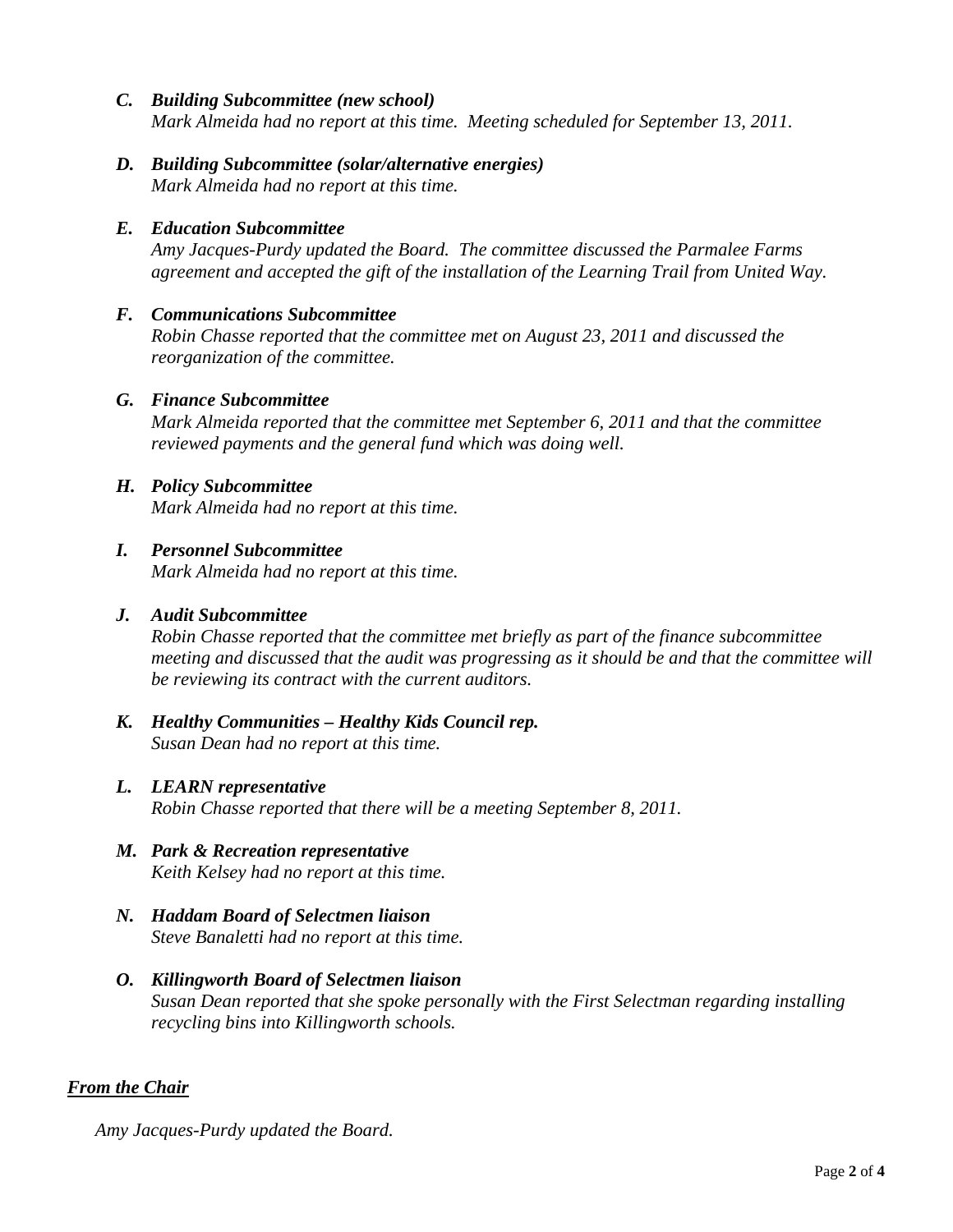***C. Building Subcommittee (new school)***
*Mark Almeida had no report at this time. Meeting scheduled for September 13, 2011.*

***D. Building Subcommittee (solar/alternative energies)***
*Mark Almeida had no report at this time.*

***E. Education Subcommittee***
*Amy Jacques-Purdy updated the Board. The committee discussed the Parmalee Farms agreement and accepted the gift of the installation of the Learning Trail from United Way.*

***F. Communications Subcommittee***
*Robin Chasse reported that the committee met on August 23, 2011 and discussed the reorganization of the committee.*

***G. Finance Subcommittee***
*Mark Almeida reported that the committee met September 6, 2011 and that the committee reviewed payments and the general fund which was doing well.*

***H. Policy Subcommittee***
*Mark Almeida had no report at this time.*

***I. Personnel Subcommittee***
*Mark Almeida had no report at this time.*

***J. Audit Subcommittee***
*Robin Chasse reported that the committee met briefly as part of the finance subcommittee meeting and discussed that the audit was progressing as it should be and that the committee will be reviewing its contract with the current auditors.*

***K. Healthy Communities – Healthy Kids Council rep.***
*Susan Dean had no report at this time.*

***L. LEARN representative***
*Robin Chasse reported that there will be a meeting September 8, 2011.*

***M. Park & Recreation representative***
*Keith Kelsey had no report at this time.*

***N. Haddam Board of Selectmen liaison***
*Steve Banaletti had no report at this time.*

***O. Killingworth Board of Selectmen liaison***
*Susan Dean reported that she spoke personally with the First Selectman regarding installing recycling bins into Killingworth schools.*

***<u>From the Chair</u>***

*Amy Jacques-Purdy updated the Board.*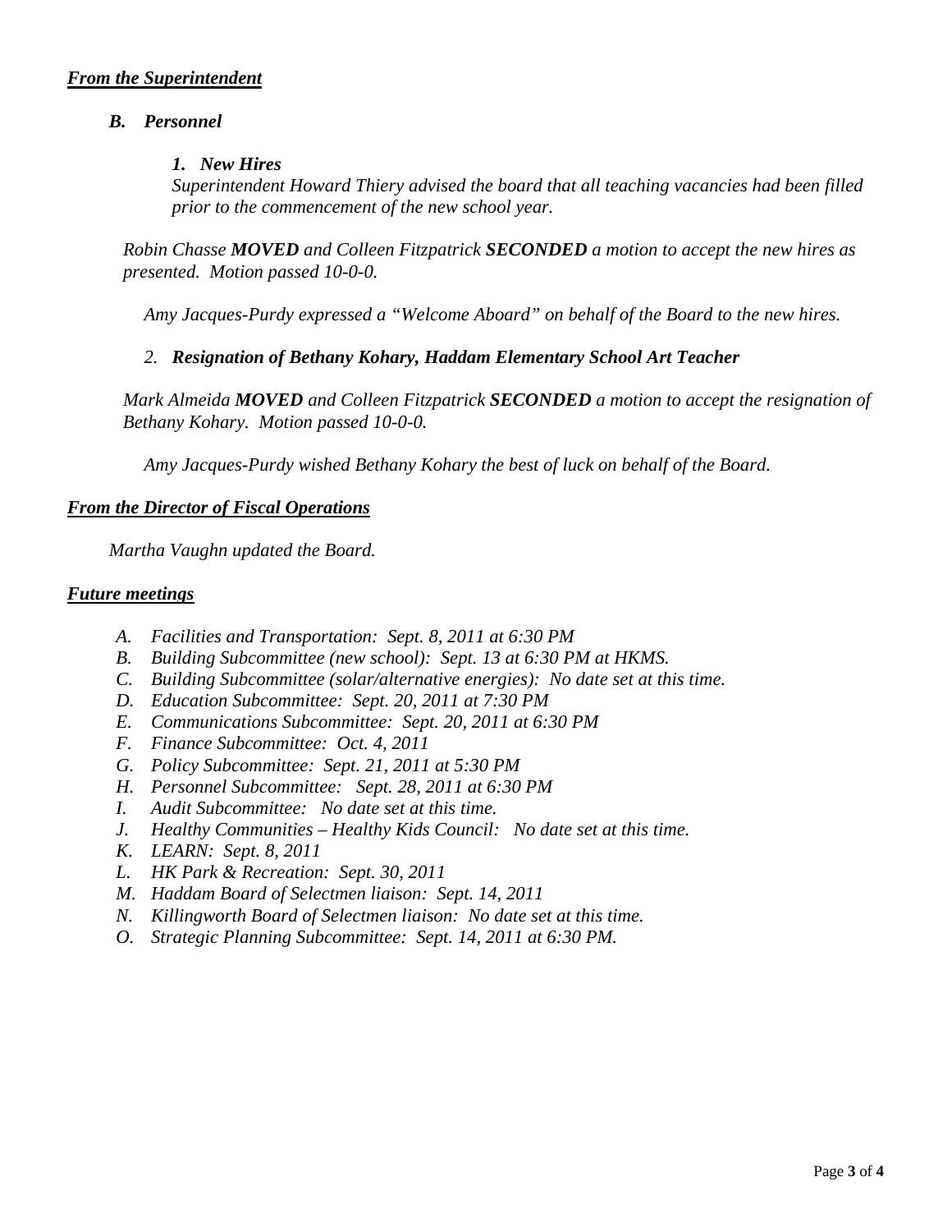***From the Superintendent***

***B. Personnel***

***1. New Hires***

*Superintendent Howard Thiery advised the board that all teaching vacancies had been filled prior to the commencement of the new school year.*

*Robin Chasse **MOVED** and Colleen Fitzpatrick **SECONDED** a motion to accept the new hires as presented. Motion passed 10-0-0.*

*Amy Jacques-Purdy expressed a "Welcome Aboard" on behalf of the Board to the new hires.*

*2. **Resignation of Bethany Kohary, Haddam Elementary School Art Teacher***

*Mark Almeida **MOVED** and Colleen Fitzpatrick **SECONDED** a motion to accept the resignation of Bethany Kohary. Motion passed 10-0-0.*

*Amy Jacques-Purdy wished Bethany Kohary the best of luck on behalf of the Board.*

***From the Director of Fiscal Operations***

*Martha Vaughn updated the Board.*

***Future meetings***

- *A. Facilities and Transportation: Sept. 8, 2011 at 6:30 PM*
- *B. Building Subcommittee (new school): Sept. 13 at 6:30 PM at HKMS.*
- *C. Building Subcommittee (solar/alternative energies): No date set at this time.*
- *D. Education Subcommittee: Sept. 20, 2011 at 7:30 PM*
- *E. Communications Subcommittee: Sept. 20, 2011 at 6:30 PM*
- *F. Finance Subcommittee: Oct. 4, 2011*
- *G. Policy Subcommittee: Sept. 21, 2011 at 5:30 PM*
- *H. Personnel Subcommittee: Sept. 28, 2011 at 6:30 PM*
- *I. Audit Subcommittee: No date set at this time.*
- *J. Healthy Communities – Healthy Kids Council: No date set at this time.*
- *K. LEARN: Sept. 8, 2011*
- *L. HK Park & Recreation: Sept. 30, 2011*
- *M. Haddam Board of Selectmen liaison: Sept. 14, 2011*
- *N. Killingworth Board of Selectmen liaison: No date set at this time.*
- *O. Strategic Planning Subcommittee: Sept. 14, 2011 at 6:30 PM.*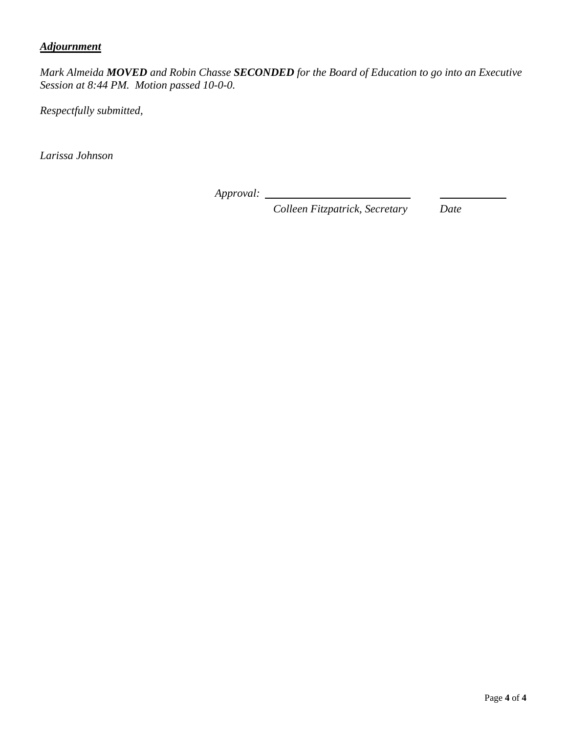***Adjournment***

*Mark Almeida **MOVED** and Robin Chasse **SECONDED** for the Board of Education to go into an Executive Session at 8:44 PM. Motion passed 10-0-0.*

*Respectfully submitted,*

*Larissa Johnson*

*Approval:* \_\_\_\_\_\_\_\_\_\_\_\_\_\_\_\_\_\_\_\_\_\_\_\_\_\_\_ \_\_\_\_\_\_\_\_\_\_\_\_

*Colleen Fitzpatrick, Secretary* *Date*